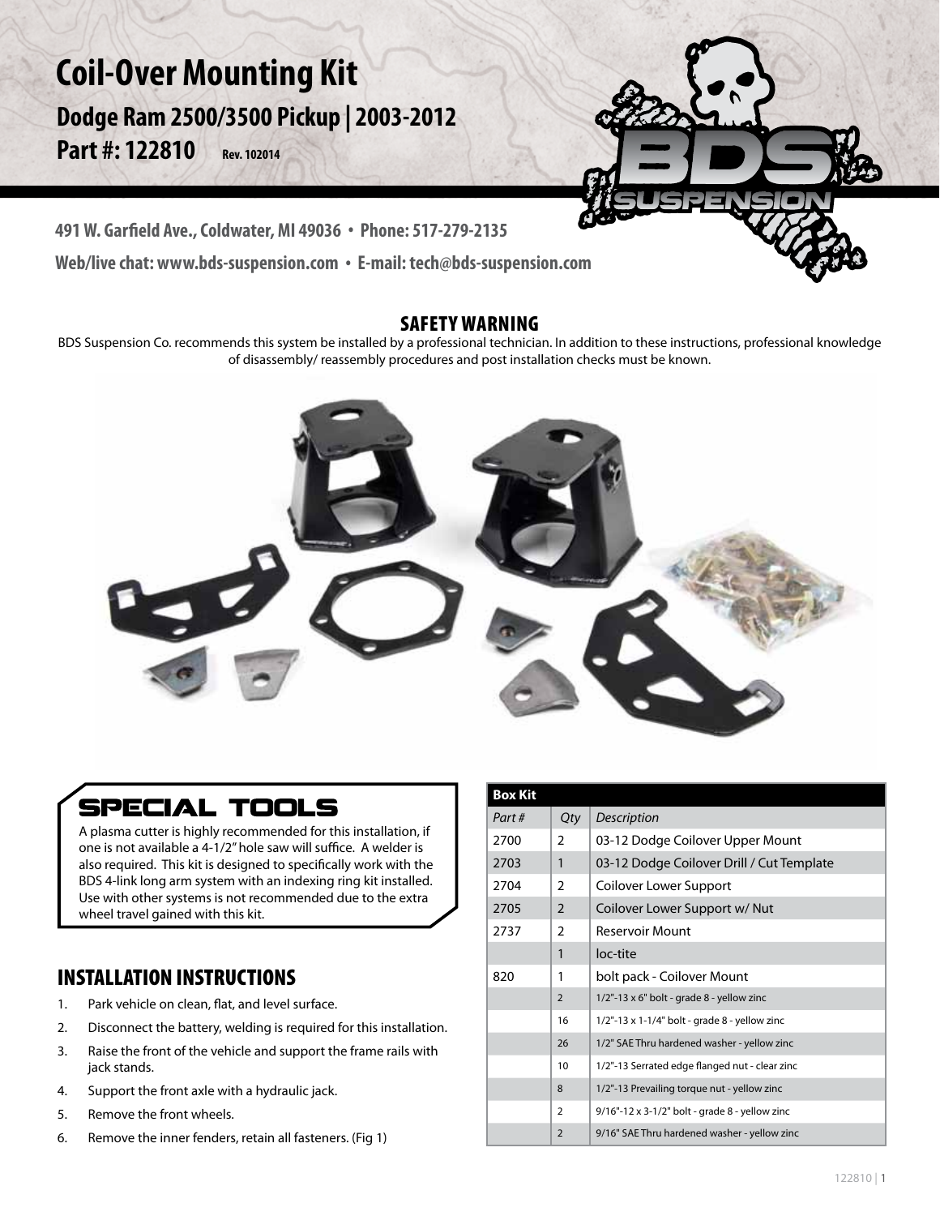# Coil-Over Mounting Kit

## Dodge Ram 2500/3500 Pickup | 2003-2012

**Part #: 122810** Rev. 102014

**491 W. Garfield Ave., Coldwater, MI 49036 • Phone: 517-279-2135**

**Web/live chat: www.bds-suspension.com • E-mail: tech@bds-suspension.com**

### SAFETY WARNING

BDS Suspension Co. recommends this system be installed by a professional technician. In addition to these instructions, professional knowledge of disassembly/ reassembly procedures and post installation checks must be known.

## SPECIAL TOOLS

A plasma cutter is highly recommended for this installation, if one is not available a 4-1/2" hole saw will suffice. A welder is also required. This kit is designed to specifically work with the BDS 4-link long arm system with an indexing ring kit installed. Use with other systems is not recommended due to the extra wheel travel gained with this kit.

## INSTALLATION INSTRUCTIONS

1. Park vehicle on clean, flat, and level surface.
2. Disconnect the battery, welding is required for this installation.
3. Raise the front of the vehicle and support the frame rails with jack stands.
4. Support the front axle with a hydraulic jack.
5. Remove the front wheels.
6. Remove the inner fenders, retain all fasteners. (Fig 1)

| Box Kit | | |
|---|---|---|
| *Part #* | *Qty* | *Description* |
| 2700 | 2 | 03-12 Dodge Coilover Upper Mount |
| 2703 | 1 | 03-12 Dodge Coilover Drill / Cut Template |
| 2704 | 2 | Coilover Lower Support |
| 2705 | 2 | Coilover Lower Support w/ Nut |
| 2737 | 2 | Reservoir Mount |
| | 1 | loc-tite |
| 820 | 1 | bolt pack - Coilover Mount |
| | 2 | 1/2"-13 x 6" bolt - grade 8 - yellow zinc |
| | 16 | 1/2"-13 x 1-1/4" bolt - grade 8 - yellow zinc |
| | 26 | 1/2" SAE Thru hardened washer - yellow zinc |
| | 10 | 1/2"-13 Serrated edge flanged nut - clear zinc |
| | 8 | 1/2"-13 Prevailing torque nut - yellow zinc |
| | 2 | 9/16"-12 x 3-1/2" bolt - grade 8 - yellow zinc |
| | 2 | 9/16" SAE Thru hardened washer - yellow zinc |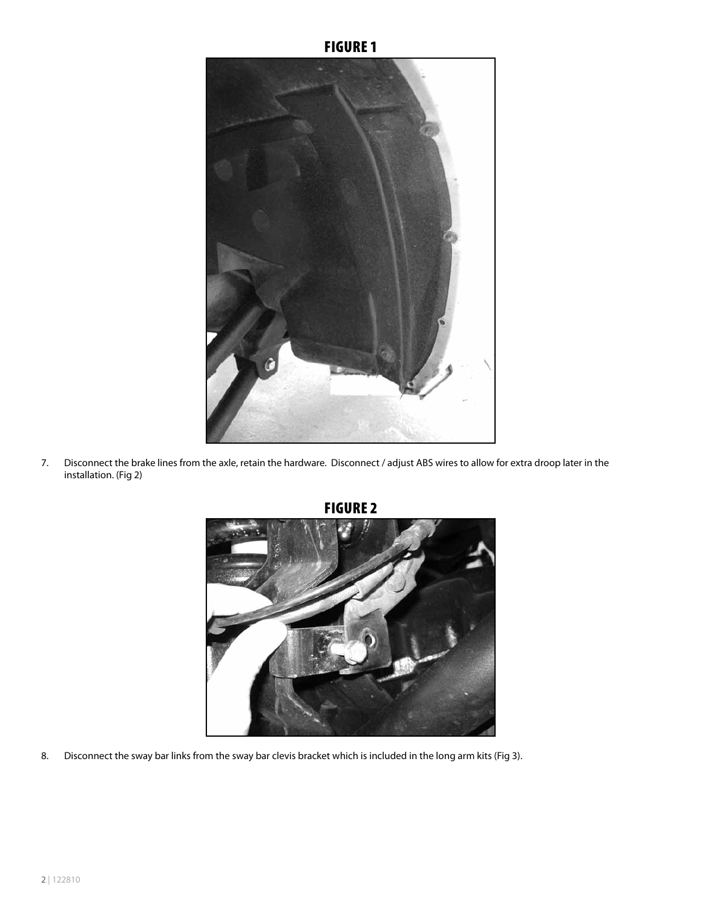FIGURE 1

7. Disconnect the brake lines from the axle, retain the hardware. Disconnect / adjust ABS wires to allow for extra droop later in the installation. (Fig 2)

FIGURE 2

8. Disconnect the sway bar links from the sway bar clevis bracket which is included in the long arm kits (Fig 3).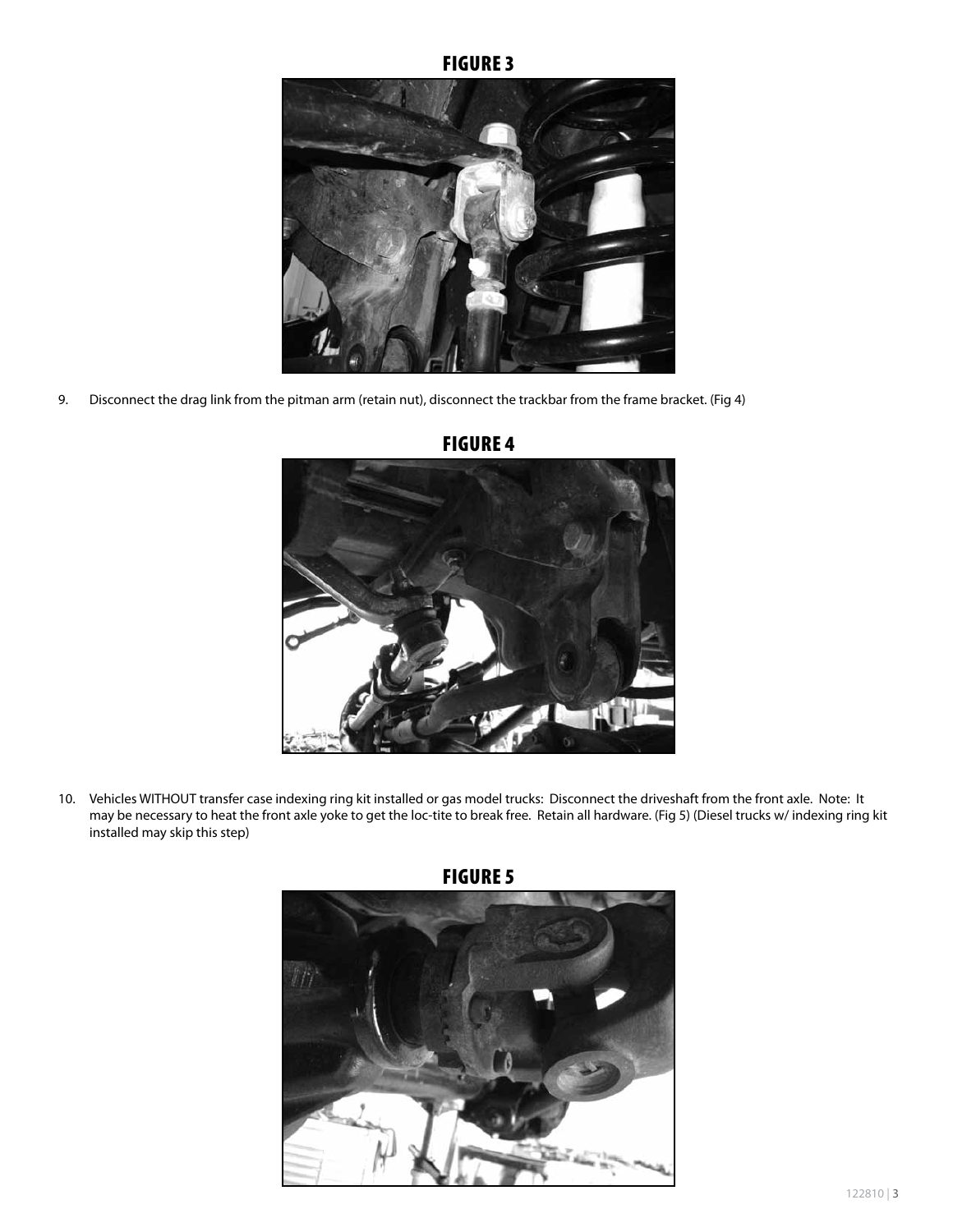## FIGURE 3

9. Disconnect the drag link from the pitman arm (retain nut), disconnect the trackbar from the frame bracket. (Fig 4)

## FIGURE 4

10. Vehicles WITHOUT transfer case indexing ring kit installed or gas model trucks: Disconnect the driveshaft from the front axle. Note: It may be necessary to heat the front axle yoke to get the loc-tite to break free. Retain all hardware. (Fig 5) (Diesel trucks w/ indexing ring kit installed may skip this step)

## FIGURE 5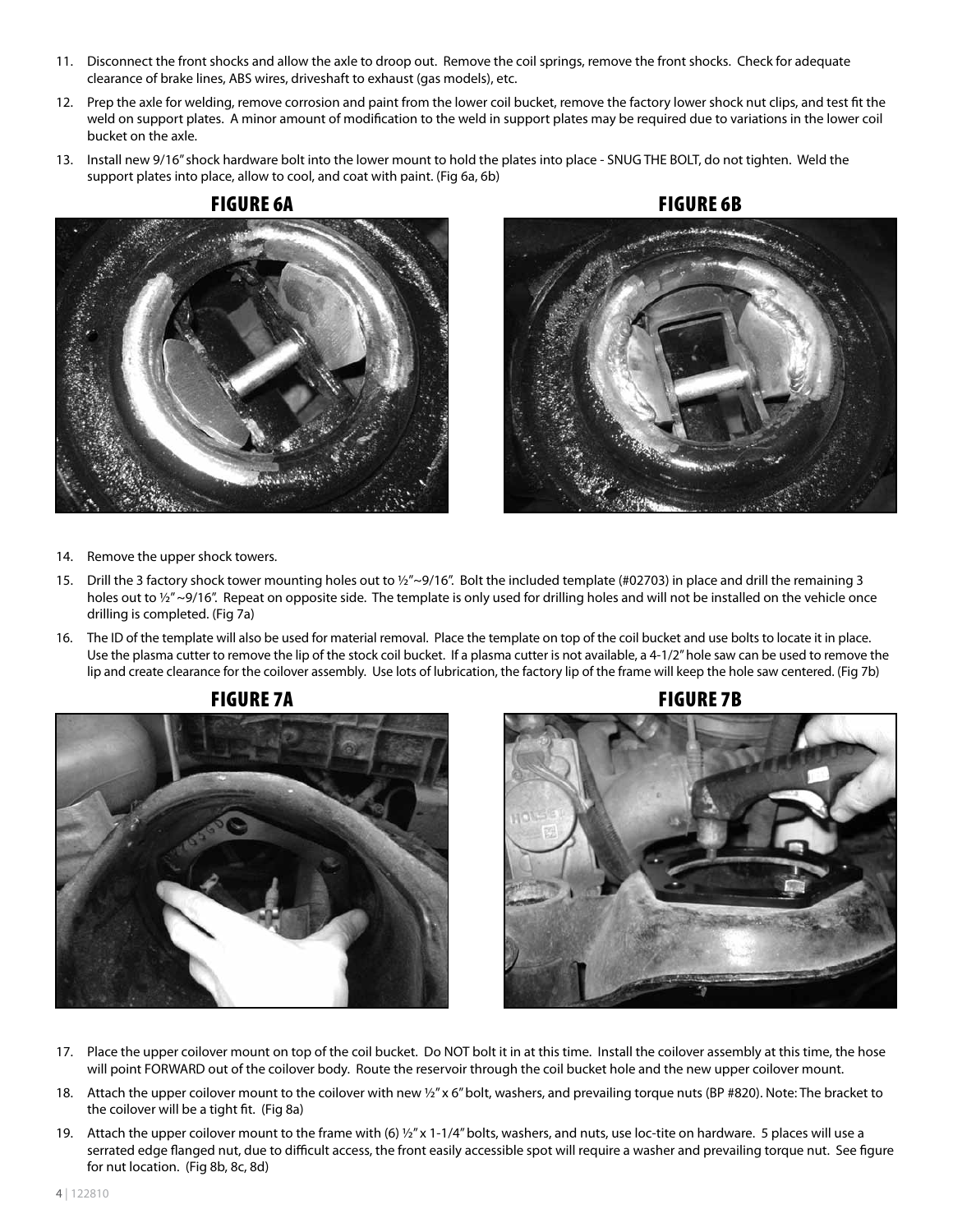11. Disconnect the front shocks and allow the axle to droop out. Remove the coil springs, remove the front shocks. Check for adequate clearance of brake lines, ABS wires, driveshaft to exhaust (gas models), etc.

12. Prep the axle for welding, remove corrosion and paint from the lower coil bucket, remove the factory lower shock nut clips, and test fit the weld on support plates. A minor amount of modification to the weld in support plates may be required due to variations in the lower coil bucket on the axle.

13. Install new 9/16" shock hardware bolt into the lower mount to hold the plates into place - SNUG THE BOLT, do not tighten. Weld the support plates into place, allow to cool, and coat with paint. (Fig 6a, 6b)

**FIGURE 6A**

**FIGURE 6B**

14. Remove the upper shock towers.

15. Drill the 3 factory shock tower mounting holes out to ½"~9/16". Bolt the included template (#02703) in place and drill the remaining 3 holes out to ½" ~9/16". Repeat on opposite side. The template is only used for drilling holes and will not be installed on the vehicle once drilling is completed. (Fig 7a)

16. The ID of the template will also be used for material removal. Place the template on top of the coil bucket and use bolts to locate it in place. Use the plasma cutter to remove the lip of the stock coil bucket. If a plasma cutter is not available, a 4-1/2" hole saw can be used to remove the lip and create clearance for the coilover assembly. Use lots of lubrication, the factory lip of the frame will keep the hole saw centered. (Fig 7b)

**FIGURE 7A**

**FIGURE 7B**

17. Place the upper coilover mount on top of the coil bucket. Do NOT bolt it in at this time. Install the coilover assembly at this time, the hose will point FORWARD out of the coilover body. Route the reservoir through the coil bucket hole and the new upper coilover mount.

18. Attach the upper coilover mount to the coilover with new ½" x 6" bolt, washers, and prevailing torque nuts (BP #820). Note: The bracket to the coilover will be a tight fit. (Fig 8a)

19. Attach the upper coilover mount to the frame with (6) ½" x 1-1/4" bolts, washers, and nuts, use loc-tite on hardware. 5 places will use a serrated edge flanged nut, due to difficult access, the front easily accessible spot will require a washer and prevailing torque nut. See figure for nut location. (Fig 8b, 8c, 8d)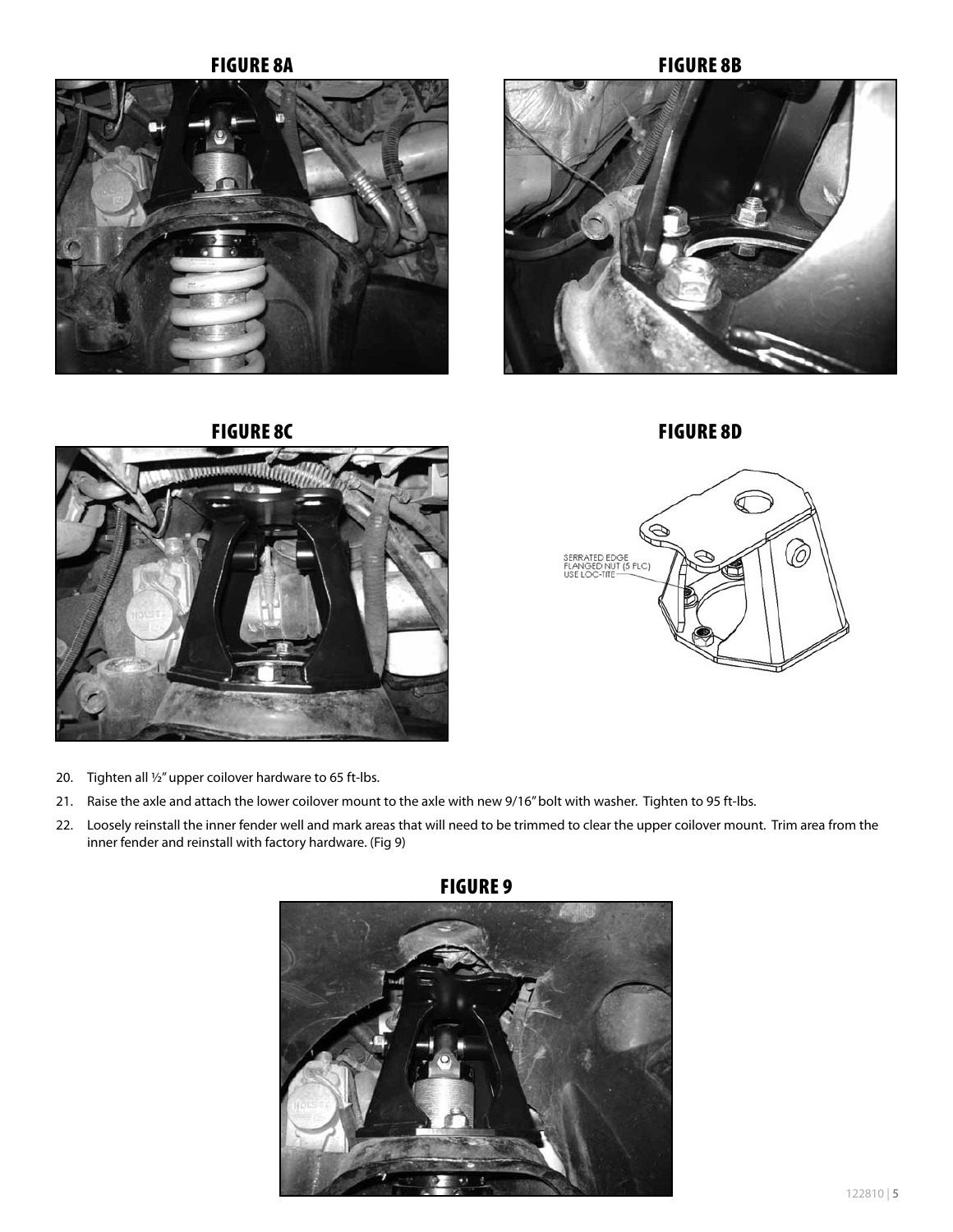FIGURE 8A

FIGURE 8B

FIGURE 8C

FIGURE 8D

SERRATED EDGE
FLANGED NUT (5 PLC)
USE LOC-TITE

20. Tighten all ½" upper coilover hardware to 65 ft-lbs.
21. Raise the axle and attach the lower coilover mount to the axle with new 9/16" bolt with washer. Tighten to 95 ft-lbs.
22. Loosely reinstall the inner fender well and mark areas that will need to be trimmed to clear the upper coilover mount. Trim area from the inner fender and reinstall with factory hardware. (Fig 9)

FIGURE 9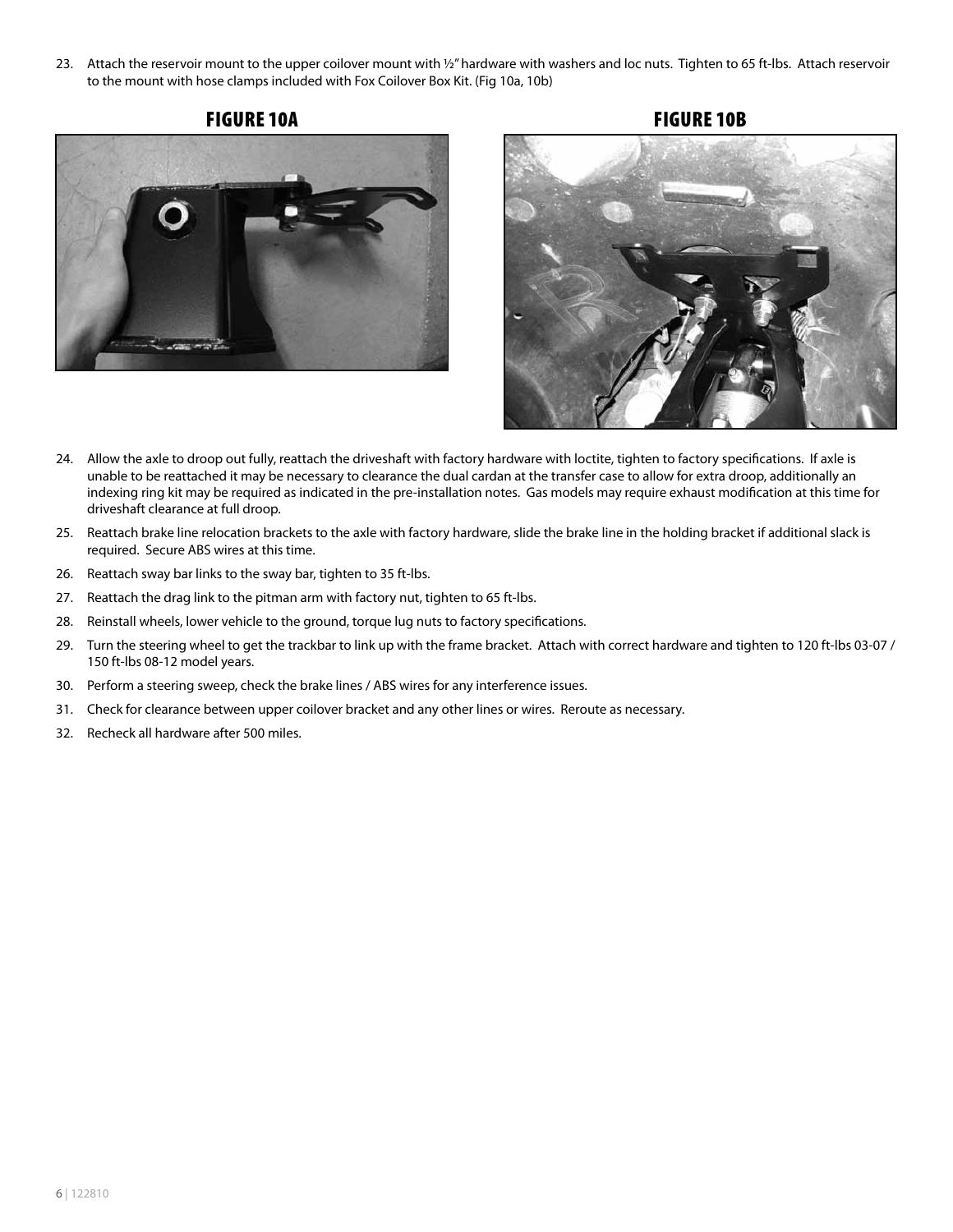23. Attach the reservoir mount to the upper coilover mount with ½" hardware with washers and loc nuts. Tighten to 65 ft-lbs. Attach reservoir to the mount with hose clamps included with Fox Coilover Box Kit. (Fig 10a, 10b)

## FIGURE 10A

## FIGURE 10B

24. Allow the axle to droop out fully, reattach the driveshaft with factory hardware with loctite, tighten to factory specifications. If axle is unable to be reattached it may be necessary to clearance the dual cardan at the transfer case to allow for extra droop, additionally an indexing ring kit may be required as indicated in the pre-installation notes. Gas models may require exhaust modification at this time for driveshaft clearance at full droop.
25. Reattach brake line relocation brackets to the axle with factory hardware, slide the brake line in the holding bracket if additional slack is required. Secure ABS wires at this time.
26. Reattach sway bar links to the sway bar, tighten to 35 ft-lbs.
27. Reattach the drag link to the pitman arm with factory nut, tighten to 65 ft-lbs.
28. Reinstall wheels, lower vehicle to the ground, torque lug nuts to factory specifications.
29. Turn the steering wheel to get the trackbar to link up with the frame bracket. Attach with correct hardware and tighten to 120 ft-lbs 03-07 / 150 ft-lbs 08-12 model years.
30. Perform a steering sweep, check the brake lines / ABS wires for any interference issues.
31. Check for clearance between upper coilover bracket and any other lines or wires. Reroute as necessary.
32. Recheck all hardware after 500 miles.